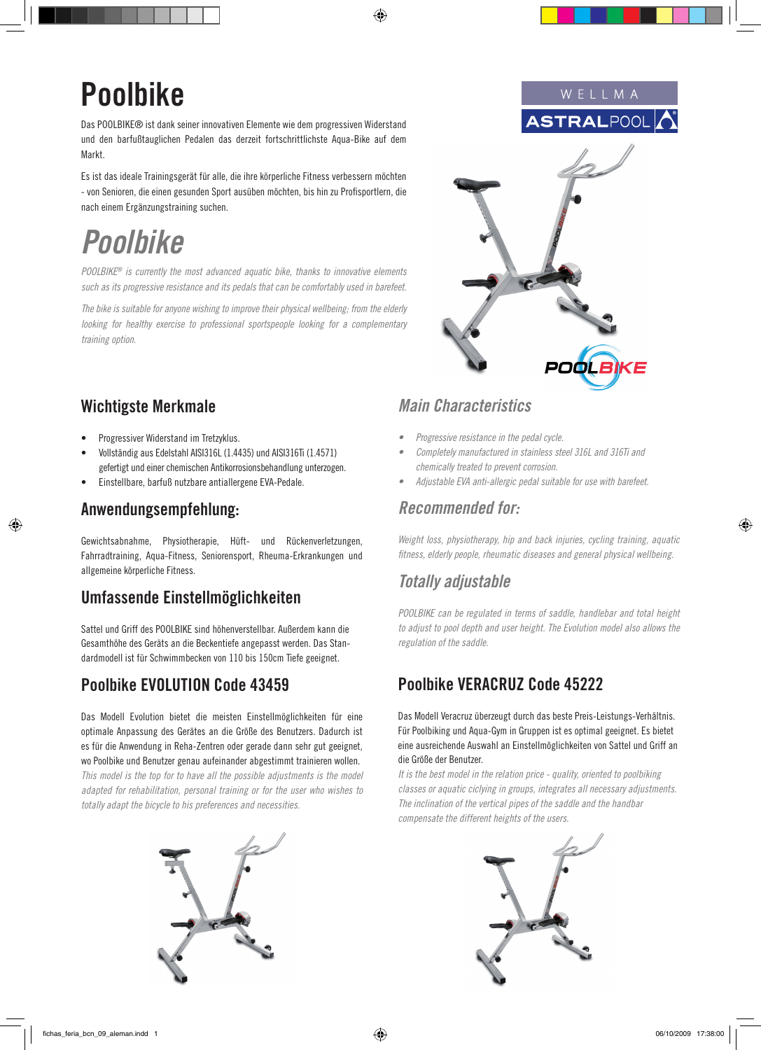# Poolbike

Das POOLBIKE® ist dank seiner innovativen Elemente wie dem progressiven Widerstand und den barfußtauglichen Pedalen das derzeit fortschrittlichste Aqua-Bike auf dem Markt.

Es ist das ideale Trainingsgerät für alle, die ihre körperliche Fitness verbessern möchten - von Senioren, die einen gesunden Sport ausüben möchten, bis hin zu Profisportlern, die nach einem Ergänzungstraining suchen.

# *Poolbike*

*POOLBIKE® is currently the most advanced aquatic bike, thanks to innovative elements such as its progressive resistance and its pedals that can be comfortably used in barefeet.*

*The bike is suitable for anyone wishing to improve their physical wellbeing; from the elderly looking for healthy exercise to professional sportspeople looking for a complementary training option.*

WELLMA

ASTRALPOOL

POOLBIKE

## Wichtigste Merkmale

- Progressiver Widerstand im Tretzyklus.
- Vollständig aus Edelstahl AISI316L (1.4435) und AISI316Ti (1.4571) gefertigt und einer chemischen Antikorrosionsbehandlung unterzogen.
- Einstellbare, barfuß nutzbare antiallergene EVA-Pedale.

## Anwendungsempfehlung:

Gewichtsabnahme, Physiotherapie, Hüft- und Rückenverletzungen, Fahrradtraining, Aqua-Fitness, Seniorensport, Rheuma-Erkrankungen und allgemeine körperliche Fitness.

## Umfassende Einstellmöglichkeiten

Sattel und Griff des POOLBIKE sind höhenverstellbar. Außerdem kann die Gesamthöhe des Geräts an die Beckentiefe angepasst werden. Das Standardmodell ist für Schwimmbecken von 110 bis 150cm Tiefe geeignet.

## *Main Characteristics*

- *Progressive resistance in the pedal cycle.*
- *Completely manufactured in stainless steel 316L and 316Ti and chemically treated to prevent corrosion.*
- *Adjustable EVA anti-allergic pedal suitable for use with barefeet.*

## *Recommended for:*

*Weight loss, physiotherapy, hip and back injuries, cycling training, aquatic fitness, elderly people, rheumatic diseases and general physical wellbeing.*

## *Totally adjustable*

*POOLBIKE can be regulated in terms of saddle, handlebar and total height to adjust to pool depth and user height. The Evolution model also allows the regulation of the saddle.*

## Poolbike EVOLUTION Code 43459

Das Modell Evolution bietet die meisten Einstellmöglichkeiten für eine optimale Anpassung des Gerätes an die Größe des Benutzers. Dadurch ist es für die Anwendung in Reha-Zentren oder gerade dann sehr gut geeignet, wo Poolbike und Benutzer genau aufeinander abgestimmt trainieren wollen.

*This model is the top for to have all the possible adjustments is the model adapted for rehabilitation, personal training or for the user who wishes to totally adapt the bicycle to his preferences and necessities.*

## Poolbike VERACRUZ Code 45222

Das Modell Veracruz überzeugt durch das beste Preis-Leistungs-Verhältnis. Für Poolbiking und Aqua-Gym in Gruppen ist es optimal geeignet. Es bietet eine ausreichende Auswahl an Einstellmöglichkeiten von Sattel und Griff an die Größe der Benutzer.

*It is the best model in the relation price - quality, oriented to poolbiking classes or aquatic ciclying in groups, integrates all necessary adjustments. The inclination of the vertical pipes of the saddle and the handbar compensate the different heights of the users.*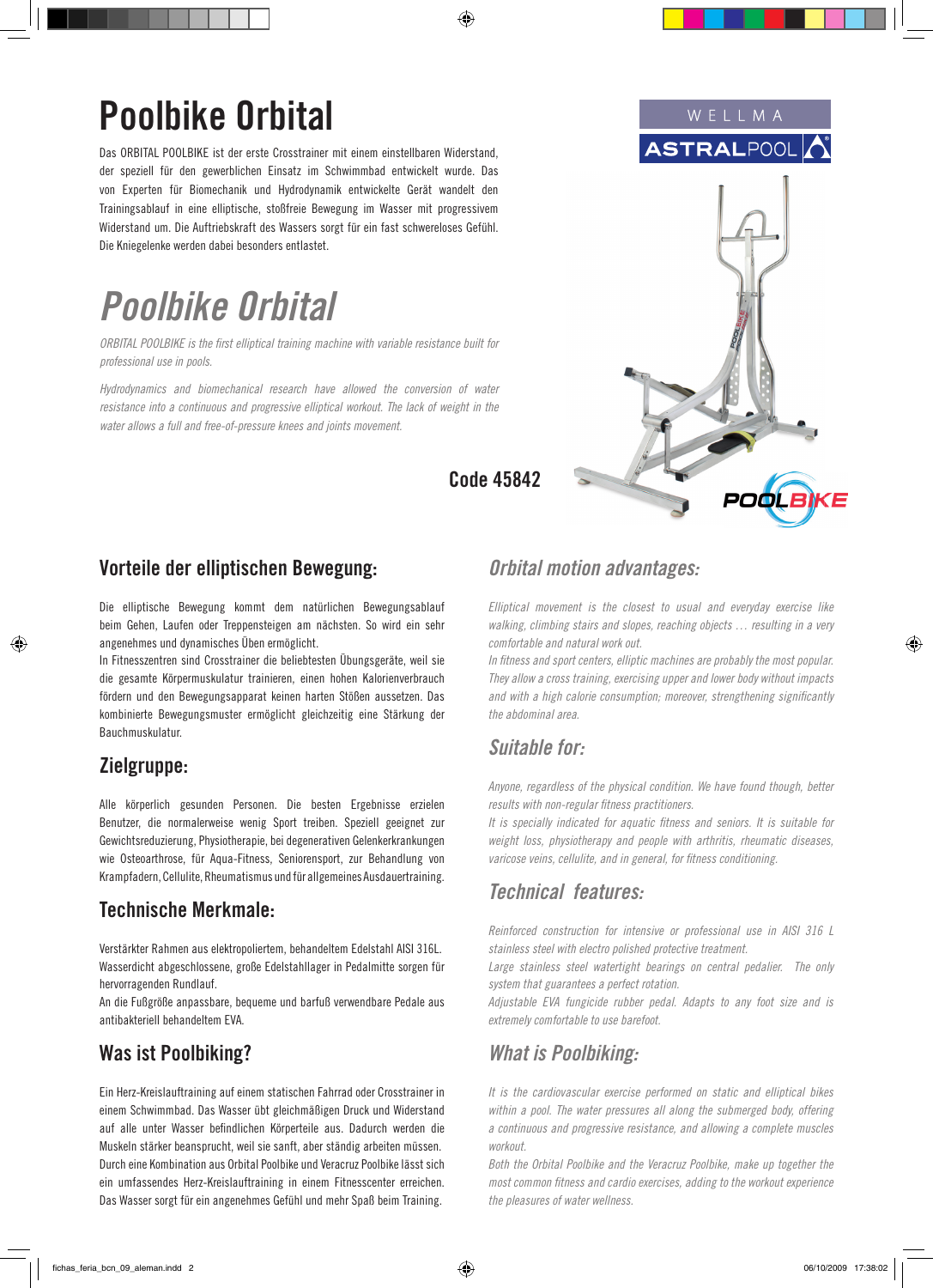# Poolbike Orbital

Das ORBITAL POOLBIKE ist der erste Crosstrainer mit einem einstellbaren Widerstand, der speziell für den gewerblichen Einsatz im Schwimmbad entwickelt wurde. Das von Experten für Biomechanik und Hydrodynamik entwickelte Gerät wandelt den Trainingsablauf in eine elliptische, stoßfreie Bewegung im Wasser mit progressivem Widerstand um. Die Auftriebskraft des Wassers sorgt für ein fast schwereloses Gefühl. Die Kniegelenke werden dabei besonders entlastet.

WELLMA

ASTRALPOOL

# *Poolbike Orbital*

*ORBITAL POOLBIKE is the first elliptical training machine with variable resistance built for professional use in pools.*

*Hydrodynamics and biomechanical research have allowed the conversion of water resistance into a continuous and progressive elliptical workout. The lack of weight in the water allows a full and free-of-pressure knees and joints movement.*

**Code 45842**

POOLBIKE

## Vorteile der elliptischen Bewegung:

Die elliptische Bewegung kommt dem natürlichen Bewegungsablauf beim Gehen, Laufen oder Treppensteigen am nächsten. So wird ein sehr angenehmes und dynamisches Üben ermöglicht.
In Fitnesszentren sind Crosstrainer die beliebtesten Übungsgeräte, weil sie die gesamte Körpermuskulatur trainieren, einen hohen Kalorienverbrauch fördern und den Bewegungsapparat keinen harten Stößen aussetzen. Das kombinierte Bewegungsmuster ermöglicht gleichzeitig eine Stärkung der Bauchmuskulatur.

## Zielgruppe:

Alle körperlich gesunden Personen. Die besten Ergebnisse erzielen Benutzer, die normalerweise wenig Sport treiben. Speziell geeignet zur Gewichtsreduzierung, Physiotherapie, bei degenerativen Gelenkerkrankungen wie Osteoarthrose, für Aqua-Fitness, Seniorensport, zur Behandlung von Krampfadern, Cellulite, Rheumatismus und für allgemeines Ausdauertraining.

## Technische Merkmale:

Verstärkter Rahmen aus elektropoliertem, behandeltem Edelstahl AISI 316L.
Wasserdicht abgeschlossene, große Edelstahllager in Pedalmitte sorgen für hervorragenden Rundlauf.
An die Fußgröße anpassbare, bequeme und barfuß verwendbare Pedale aus antibakteriell behandeltem EVA.

## Was ist Poolbiking?

Ein Herz-Kreislauftraining auf einem statischen Fahrrad oder Crosstrainer in einem Schwimmbad. Das Wasser übt gleichmäßigen Druck und Widerstand auf alle unter Wasser befindlichen Körperteile aus. Dadurch werden die Muskeln stärker beansprucht, weil sie sanft, aber ständig arbeiten müssen. Durch eine Kombination aus Orbital Poolbike und Veracruz Poolbike lässt sich ein umfassendes Herz-Kreislauftraining in einem Fitnesscenter erreichen. Das Wasser sorgt für ein angenehmes Gefühl und mehr Spaß beim Training.

## *Orbital motion advantages:*

*Elliptical movement is the closest to usual and everyday exercise like walking, climbing stairs and slopes, reaching objects … resulting in a very comfortable and natural work out.*
*In fitness and sport centers, elliptic machines are probably the most popular. They allow a cross training, exercising upper and lower body without impacts and with a high calorie consumption; moreover, strengthening significantly the abdominal area.*

## *Suitable for:*

*Anyone, regardless of the physical condition. We have found though, better results with non-regular fitness practitioners.*
*It is specially indicated for aquatic fitness and seniors. It is suitable for weight loss, physiotherapy and people with arthritis, rheumatic diseases, varicose veins, cellulite, and in general, for fitness conditioning.*

## *Technical features:*

*Reinforced construction for intensive or professional use in AISI 316 L stainless steel with electro polished protective treatment.*
*Large stainless steel watertight bearings on central pedalier. The only system that guarantees a perfect rotation.*
*Adjustable EVA fungicide rubber pedal. Adapts to any foot size and is extremely comfortable to use barefoot.*

## *What is Poolbiking:*

*It is the cardiovascular exercise performed on static and elliptical bikes within a pool. The water pressures all along the submerged body, offering a continuous and progressive resistance, and allowing a complete muscles workout.*
*Both the Orbital Poolbike and the Veracruz Poolbike, make up together the most common fitness and cardio exercises, adding to the workout experience the pleasures of water wellness.*